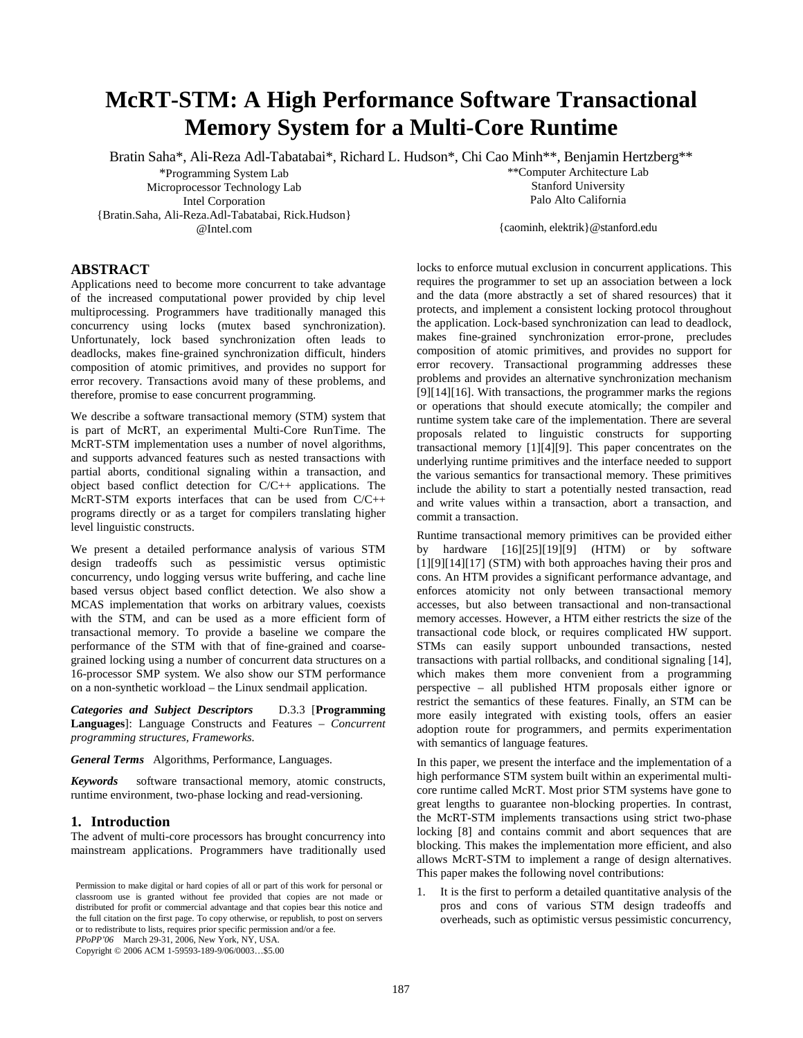# McRT-STM: A High Performance Software Transactional Memory System for a Multi-Core Runtime

Bratin Saha*, Ali-Reza Adl-Tabatabai*, Richard L. Hudson*, Chi Cao Minh**, Benjamin Hertzberg**

*Programming System Lab
Microprocessor Technology Lab
Intel Corporation
{Bratin.Saha, Ali-Reza.Adl-Tabatabai, Rick.Hudson}@Intel.com

**Computer Architecture Lab
Stanford University
Palo Alto California
{caominh, elektrik}@stanford.edu

## ABSTRACT

Applications need to become more concurrent to take advantage of the increased computational power provided by chip level multiprocessing. Programmers have traditionally managed this concurrency using locks (mutex based synchronization). Unfortunately, lock based synchronization often leads to deadlocks, makes fine-grained synchronization difficult, hinders composition of atomic primitives, and provides no support for error recovery. Transactions avoid many of these problems, and therefore, promise to ease concurrent programming.

We describe a software transactional memory (STM) system that is part of McRT, an experimental Multi-Core RunTime. The McRT-STM implementation uses a number of novel algorithms, and supports advanced features such as nested transactions with partial aborts, conditional signaling within a transaction, and object based conflict detection for C/C++ applications. The McRT-STM exports interfaces that can be used from C/C++ programs directly or as a target for compilers translating higher level linguistic constructs.

We present a detailed performance analysis of various STM design tradeoffs such as pessimistic versus optimistic concurrency, undo logging versus write buffering, and cache line based versus object based conflict detection. We also show a MCAS implementation that works on arbitrary values, coexists with the STM, and can be used as a more efficient form of transactional memory. To provide a baseline we compare the performance of the STM with that of fine-grained and coarse-grained locking using a number of concurrent data structures on a 16-processor SMP system. We also show our STM performance on a non-synthetic workload – the Linux sendmail application.

***Categories and Subject Descriptors*** D.3.3 [**Programming Languages**]: Language Constructs and Features – *Concurrent programming structures, Frameworks.*

***General Terms*** Algorithms, Performance, Languages.

***Keywords*** software transactional memory, atomic constructs, runtime environment, two-phase locking and read-versioning.

## 1. Introduction

The advent of multi-core processors has brought concurrency into mainstream applications. Programmers have traditionally used locks to enforce mutual exclusion in concurrent applications. This requires the programmer to set up an association between a lock and the data (more abstractly a set of shared resources) that it protects, and implement a consistent locking protocol throughout the application. Lock-based synchronization can lead to deadlock, makes fine-grained synchronization error-prone, precludes composition of atomic primitives, and provides no support for error recovery. Transactional programming addresses these problems and provides an alternative synchronization mechanism [9][14][16]. With transactions, the programmer marks the regions or operations that should execute atomically; the compiler and runtime system take care of the implementation. There are several proposals related to linguistic constructs for supporting transactional memory [1][4][9]. This paper concentrates on the underlying runtime primitives and the interface needed to support the various semantics for transactional memory. These primitives include the ability to start a potentially nested transaction, read and write values within a transaction, abort a transaction, and commit a transaction.

Runtime transactional memory primitives can be provided either by hardware [16][25][19][9] (HTM) or by software [1][9][14][17] (STM) with both approaches having their pros and cons. An HTM provides a significant performance advantage, and enforces atomicity not only between transactional memory accesses, but also between transactional and non-transactional memory accesses. However, a HTM either restricts the size of the transactional code block, or requires complicated HW support. STMs can easily support unbounded transactions, nested transactions with partial rollbacks, and conditional signaling [14], which makes them more convenient from a programming perspective – all published HTM proposals either ignore or restrict the semantics of these features. Finally, an STM can be more easily integrated with existing tools, offers an easier adoption route for programmers, and permits experimentation with semantics of language features.

In this paper, we present the interface and the implementation of a high performance STM system built within an experimental multi-core runtime called McRT. Most prior STM systems have gone to great lengths to guarantee non-blocking properties. In contrast, the McRT-STM implements transactions using strict two-phase locking [8] and contains commit and abort sequences that are blocking. This makes the implementation more efficient, and also allows McRT-STM to implement a range of design alternatives. This paper makes the following novel contributions:

1. It is the first to perform a detailed quantitative analysis of the pros and cons of various STM design tradeoffs and overheads, such as optimistic versus pessimistic concurrency,

Permission to make digital or hard copies of all or part of this work for personal or classroom use is granted without fee provided that copies are not made or distributed for profit or commercial advantage and that copies bear this notice and the full citation on the first page. To copy otherwise, or republish, to post on servers or to redistribute to lists, requires prior specific permission and/or a fee.
*PPoPP'06* March 29-31, 2006, New York, NY, USA.
Copyright © 2006 ACM 1-59593-189-9/06/0003…$5.00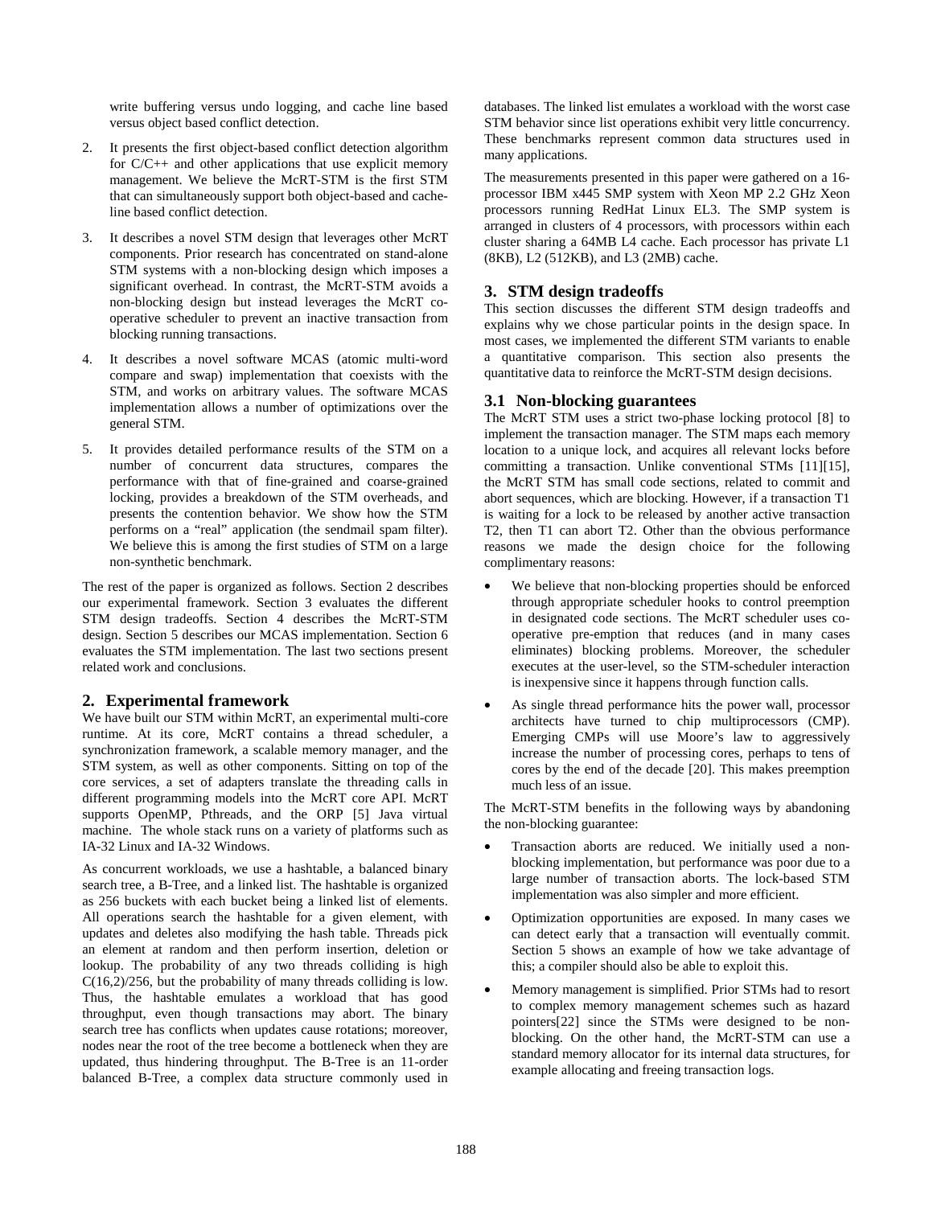write buffering versus undo logging, and cache line based versus object based conflict detection.

2. It presents the first object-based conflict detection algorithm for C/C++ and other applications that use explicit memory management. We believe the McRT-STM is the first STM that can simultaneously support both object-based and cache-line based conflict detection.

3. It describes a novel STM design that leverages other McRT components. Prior research has concentrated on stand-alone STM systems with a non-blocking design which imposes a significant overhead. In contrast, the McRT-STM avoids a non-blocking design but instead leverages the McRT co-operative scheduler to prevent an inactive transaction from blocking running transactions.

4. It describes a novel software MCAS (atomic multi-word compare and swap) implementation that coexists with the STM, and works on arbitrary values. The software MCAS implementation allows a number of optimizations over the general STM.

5. It provides detailed performance results of the STM on a number of concurrent data structures, compares the performance with that of fine-grained and coarse-grained locking, provides a breakdown of the STM overheads, and presents the contention behavior. We show how the STM performs on a "real" application (the sendmail spam filter). We believe this is among the first studies of STM on a large non-synthetic benchmark.

The rest of the paper is organized as follows. Section 2 describes our experimental framework. Section 3 evaluates the different STM design tradeoffs. Section 4 describes the McRT-STM design. Section 5 describes our MCAS implementation. Section 6 evaluates the STM implementation. The last two sections present related work and conclusions.

## 2. Experimental framework

We have built our STM within McRT, an experimental multi-core runtime. At its core, McRT contains a thread scheduler, a synchronization framework, a scalable memory manager, and the STM system, as well as other components. Sitting on top of the core services, a set of adapters translate the threading calls in different programming models into the McRT core API. McRT supports OpenMP, Pthreads, and the ORP [5] Java virtual machine. The whole stack runs on a variety of platforms such as IA-32 Linux and IA-32 Windows.

As concurrent workloads, we use a hashtable, a balanced binary search tree, a B-Tree, and a linked list. The hashtable is organized as 256 buckets with each bucket being a linked list of elements. All operations search the hashtable for a given element, with updates and deletes also modifying the hash table. Threads pick an element at random and then perform insertion, deletion or lookup. The probability of any two threads colliding is high $C(16,2)/256$, but the probability of many threads colliding is low. Thus, the hashtable emulates a workload that has good throughput, even though transactions may abort. The binary search tree has conflicts when updates cause rotations; moreover, nodes near the root of the tree become a bottleneck when they are updated, thus hindering throughput. The B-Tree is an 11-order balanced B-Tree, a complex data structure commonly used in databases. The linked list emulates a workload with the worst case STM behavior since list operations exhibit very little concurrency. These benchmarks represent common data structures used in many applications.

The measurements presented in this paper were gathered on a 16-processor IBM x445 SMP system with Xeon MP 2.2 GHz Xeon processors running RedHat Linux EL3. The SMP system is arranged in clusters of 4 processors, with processors within each cluster sharing a 64MB L4 cache. Each processor has private L1 (8KB), L2 (512KB), and L3 (2MB) cache.

## 3. STM design tradeoffs

This section discusses the different STM design tradeoffs and explains why we chose particular points in the design space. In most cases, we implemented the different STM variants to enable a quantitative comparison. This section also presents the quantitative data to reinforce the McRT-STM design decisions.

### 3.1 Non-blocking guarantees

The McRT STM uses a strict two-phase locking protocol [8] to implement the transaction manager. The STM maps each memory location to a unique lock, and acquires all relevant locks before committing a transaction. Unlike conventional STMs [11][15], the McRT STM has small code sections, related to commit and abort sequences, which are blocking. However, if a transaction T1 is waiting for a lock to be released by another active transaction T2, then T1 can abort T2. Other than the obvious performance reasons we made the design choice for the following complimentary reasons:

- We believe that non-blocking properties should be enforced through appropriate scheduler hooks to control preemption in designated code sections. The McRT scheduler uses co-operative pre-emption that reduces (and in many cases eliminates) blocking problems. Moreover, the scheduler executes at the user-level, so the STM-scheduler interaction is inexpensive since it happens through function calls.
- As single thread performance hits the power wall, processor architects have turned to chip multiprocessors (CMP). Emerging CMPs will use Moore's law to aggressively increase the number of processing cores, perhaps to tens of cores by the end of the decade [20]. This makes preemption much less of an issue.

The McRT-STM benefits in the following ways by abandoning the non-blocking guarantee:

- Transaction aborts are reduced. We initially used a non-blocking implementation, but performance was poor due to a large number of transaction aborts. The lock-based STM implementation was also simpler and more efficient.
- Optimization opportunities are exposed. In many cases we can detect early that a transaction will eventually commit. Section 5 shows an example of how we take advantage of this; a compiler should also be able to exploit this.
- Memory management is simplified. Prior STMs had to resort to complex memory management schemes such as hazard pointers[22] since the STMs were designed to be non-blocking. On the other hand, the McRT-STM can use a standard memory allocator for its internal data structures, for example allocating and freeing transaction logs.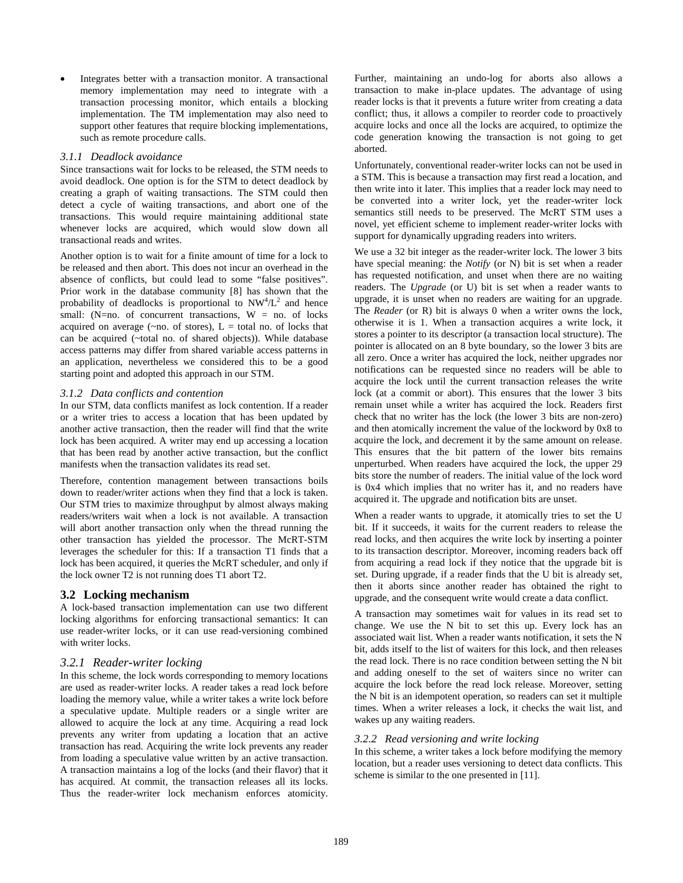- Integrates better with a transaction monitor. A transactional memory implementation may need to integrate with a transaction processing monitor, which entails a blocking implementation. The TM implementation may also need to support other features that require blocking implementations, such as remote procedure calls.

#### 3.1.1 Deadlock avoidance

Since transactions wait for locks to be released, the STM needs to avoid deadlock. One option is for the STM to detect deadlock by creating a graph of waiting transactions. The STM could then detect a cycle of waiting transactions, and abort one of the transactions. This would require maintaining additional state whenever locks are acquired, which would slow down all transactional reads and writes.

Another option is to wait for a finite amount of time for a lock to be released and then abort. This does not incur an overhead in the absence of conflicts, but could lead to some "false positives". Prior work in the database community [8] has shown that the probability of deadlocks is proportional to $NW^4/L^2$ and hence small: (N=no. of concurrent transactions, W = no. of locks acquired on average (~no. of stores), L = total no. of locks that can be acquired (~total no. of shared objects)). While database access patterns may differ from shared variable access patterns in an application, nevertheless we considered this to be a good starting point and adopted this approach in our STM.

#### 3.1.2 Data conflicts and contention

In our STM, data conflicts manifest as lock contention. If a reader or a writer tries to access a location that has been updated by another active transaction, then the reader will find that the write lock has been acquired. A writer may end up accessing a location that has been read by another active transaction, but the conflict manifests when the transaction validates its read set.

Therefore, contention management between transactions boils down to reader/writer actions when they find that a lock is taken. Our STM tries to maximize throughput by almost always making readers/writers wait when a lock is not available. A transaction will abort another transaction only when the thread running the other transaction has yielded the processor. The McRT-STM leverages the scheduler for this: If a transaction T1 finds that a lock has been acquired, it queries the McRT scheduler, and only if the lock owner T2 is not running does T1 abort T2.

## 3.2 Locking mechanism

A lock-based transaction implementation can use two different locking algorithms for enforcing transactional semantics: It can use reader-writer locks, or it can use read-versioning combined with writer locks.

### 3.2.1 Reader-writer locking

In this scheme, the lock words corresponding to memory locations are used as reader-writer locks. A reader takes a read lock before loading the memory value, while a writer takes a write lock before a speculative update. Multiple readers or a single writer are allowed to acquire the lock at any time. Acquiring a read lock prevents any writer from updating a location that an active transaction has read. Acquiring the write lock prevents any reader from loading a speculative value written by an active transaction. A transaction maintains a log of the locks (and their flavor) that it has acquired. At commit, the transaction releases all its locks. Thus the reader-writer lock mechanism enforces atomicity. Further, maintaining an undo-log for aborts also allows a transaction to make in-place updates. The advantage of using reader locks is that it prevents a future writer from creating a data conflict; thus, it allows a compiler to reorder code to proactively acquire locks and once all the locks are acquired, to optimize the code generation knowing the transaction is not going to get aborted.

Unfortunately, conventional reader-writer locks can not be used in a STM. This is because a transaction may first read a location, and then write into it later. This implies that a reader lock may need to be converted into a writer lock, yet the reader-writer lock semantics still needs to be preserved. The McRT STM uses a novel, yet efficient scheme to implement reader-writer locks with support for dynamically upgrading readers into writers.

We use a 32 bit integer as the reader-writer lock. The lower 3 bits have special meaning: the *Notify* (or N) bit is set when a reader has requested notification, and unset when there are no waiting readers. The *Upgrade* (or U) bit is set when a reader wants to upgrade, it is unset when no readers are waiting for an upgrade. The *Reader* (or R) bit is always 0 when a writer owns the lock, otherwise it is 1. When a transaction acquires a write lock, it stores a pointer to its descriptor (a transaction local structure). The pointer is allocated on an 8 byte boundary, so the lower 3 bits are all zero. Once a writer has acquired the lock, neither upgrades nor notifications can be requested since no readers will be able to acquire the lock until the current transaction releases the write lock (at a commit or abort). This ensures that the lower 3 bits remain unset while a writer has acquired the lock. Readers first check that no writer has the lock (the lower 3 bits are non-zero) and then atomically increment the value of the lockword by 0x8 to acquire the lock, and decrement it by the same amount on release. This ensures that the bit pattern of the lower bits remains unperturbed. When readers have acquired the lock, the upper 29 bits store the number of readers. The initial value of the lock word is 0x4 which implies that no writer has it, and no readers have acquired it. The upgrade and notification bits are unset.

When a reader wants to upgrade, it atomically tries to set the U bit. If it succeeds, it waits for the current readers to release the read locks, and then acquires the write lock by inserting a pointer to its transaction descriptor. Moreover, incoming readers back off from acquiring a read lock if they notice that the upgrade bit is set. During upgrade, if a reader finds that the U bit is already set, then it aborts since another reader has obtained the right to upgrade, and the consequent write would create a data conflict.

A transaction may sometimes wait for values in its read set to change. We use the N bit to set this up. Every lock has an associated wait list. When a reader wants notification, it sets the N bit, adds itself to the list of waiters for this lock, and then releases the read lock. There is no race condition between setting the N bit and adding oneself to the set of waiters since no writer can acquire the lock before the read lock release. Moreover, setting the N bit is an idempotent operation, so readers can set it multiple times. When a writer releases a lock, it checks the wait list, and wakes up any waiting readers.

### 3.2.2 Read versioning and write locking

In this scheme, a writer takes a lock before modifying the memory location, but a reader uses versioning to detect data conflicts. This scheme is similar to the one presented in [11].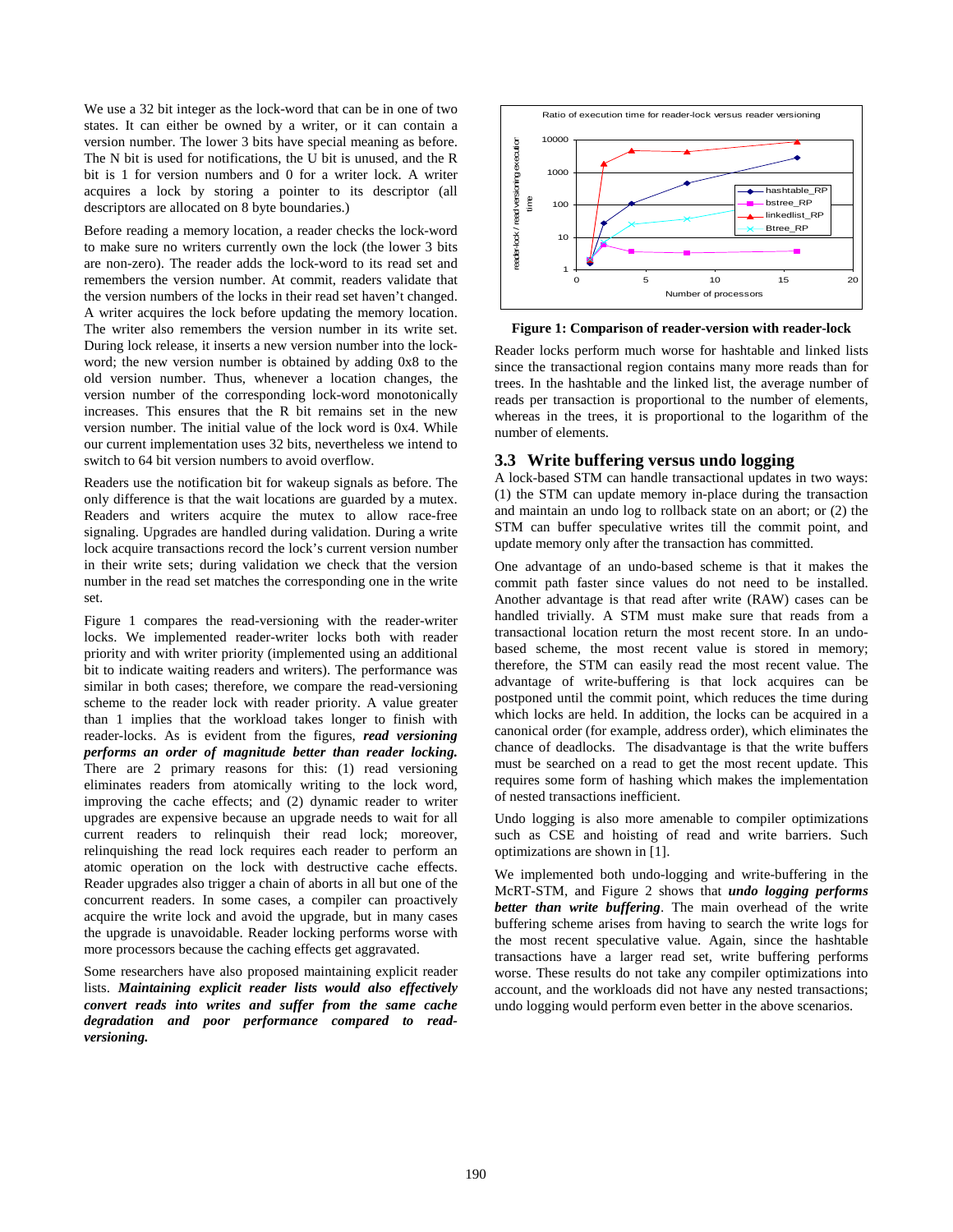We use a 32 bit integer as the lock-word that can be in one of two states. It can either be owned by a writer, or it can contain a version number. The lower 3 bits have special meaning as before. The N bit is used for notifications, the U bit is unused, and the R bit is 1 for version numbers and 0 for a writer lock. A writer acquires a lock by storing a pointer to its descriptor (all descriptors are allocated on 8 byte boundaries.)

Before reading a memory location, a reader checks the lock-word to make sure no writers currently own the lock (the lower 3 bits are non-zero). The reader adds the lock-word to its read set and remembers the version number. At commit, readers validate that the version numbers of the locks in their read set haven't changed. A writer acquires the lock before updating the memory location. The writer also remembers the version number in its write set. During lock release, it inserts a new version number into the lock-word; the new version number is obtained by adding 0x8 to the old version number. Thus, whenever a location changes, the version number of the corresponding lock-word monotonically increases. This ensures that the R bit remains set in the new version number. The initial value of the lock word is 0x4. While our current implementation uses 32 bits, nevertheless we intend to switch to 64 bit version numbers to avoid overflow.

Readers use the notification bit for wakeup signals as before. The only difference is that the wait locations are guarded by a mutex. Readers and writers acquire the mutex to allow race-free signaling. Upgrades are handled during validation. During a write lock acquire transactions record the lock's current version number in their write sets; during validation we check that the version number in the read set matches the corresponding one in the write set.

Figure 1 compares the read-versioning with the reader-writer locks. We implemented reader-writer locks both with reader priority and with writer priority (implemented using an additional bit to indicate waiting readers and writers). The performance was similar in both cases; therefore, we compare the read-versioning scheme to the reader lock with reader priority. A value greater than 1 implies that the workload takes longer to finish with reader-locks. As is evident from the figures, ***read versioning performs an order of magnitude better than reader locking.*** There are 2 primary reasons for this: (1) read versioning eliminates readers from atomically writing to the lock word, improving the cache effects; and (2) dynamic reader to writer upgrades are expensive because an upgrade needs to wait for all current readers to relinquish their read lock; moreover, relinquishing the read lock requires each reader to perform an atomic operation on the lock with destructive cache effects. Reader upgrades also trigger a chain of aborts in all but one of the concurrent readers. In some cases, a compiler can proactively acquire the write lock and avoid the upgrade, but in many cases the upgrade is unavoidable. Reader locking performs worse with more processors because the caching effects get aggravated.

Some researchers have also proposed maintaining explicit reader lists. ***Maintaining explicit reader lists would also effectively convert reads into writes and suffer from the same cache degradation and poor performance compared to read-versioning.***

**Figure 1: Comparison of reader-version with reader-lock**

Reader locks perform much worse for hashtable and linked lists since the transactional region contains many more reads than for trees. In the hashtable and the linked list, the average number of reads per transaction is proportional to the number of elements, whereas in the trees, it is proportional to the logarithm of the number of elements.

## 3.3 Write buffering versus undo logging

A lock-based STM can handle transactional updates in two ways: (1) the STM can update memory in-place during the transaction and maintain an undo log to rollback state on an abort; or (2) the STM can buffer speculative writes till the commit point, and update memory only after the transaction has committed.

One advantage of an undo-based scheme is that it makes the commit path faster since values do not need to be installed. Another advantage is that read after write (RAW) cases can be handled trivially. A STM must make sure that reads from a transactional location return the most recent store. In an undo-based scheme, the most recent value is stored in memory; therefore, the STM can easily read the most recent value. The advantage of write-buffering is that lock acquires can be postponed until the commit point, which reduces the time during which locks are held. In addition, the locks can be acquired in a canonical order (for example, address order), which eliminates the chance of deadlocks. The disadvantage is that the write buffers must be searched on a read to get the most recent update. This requires some form of hashing which makes the implementation of nested transactions inefficient.

Undo logging is also more amenable to compiler optimizations such as CSE and hoisting of read and write barriers. Such optimizations are shown in [1].

We implemented both undo-logging and write-buffering in the McRT-STM, and Figure 2 shows that ***undo logging performs better than write buffering***. The main overhead of the write buffering scheme arises from having to search the write logs for the most recent speculative value. Again, since the hashtable transactions have a larger read set, write buffering performs worse. These results do not take any compiler optimizations into account, and the workloads did not have any nested transactions; undo logging would perform even better in the above scenarios.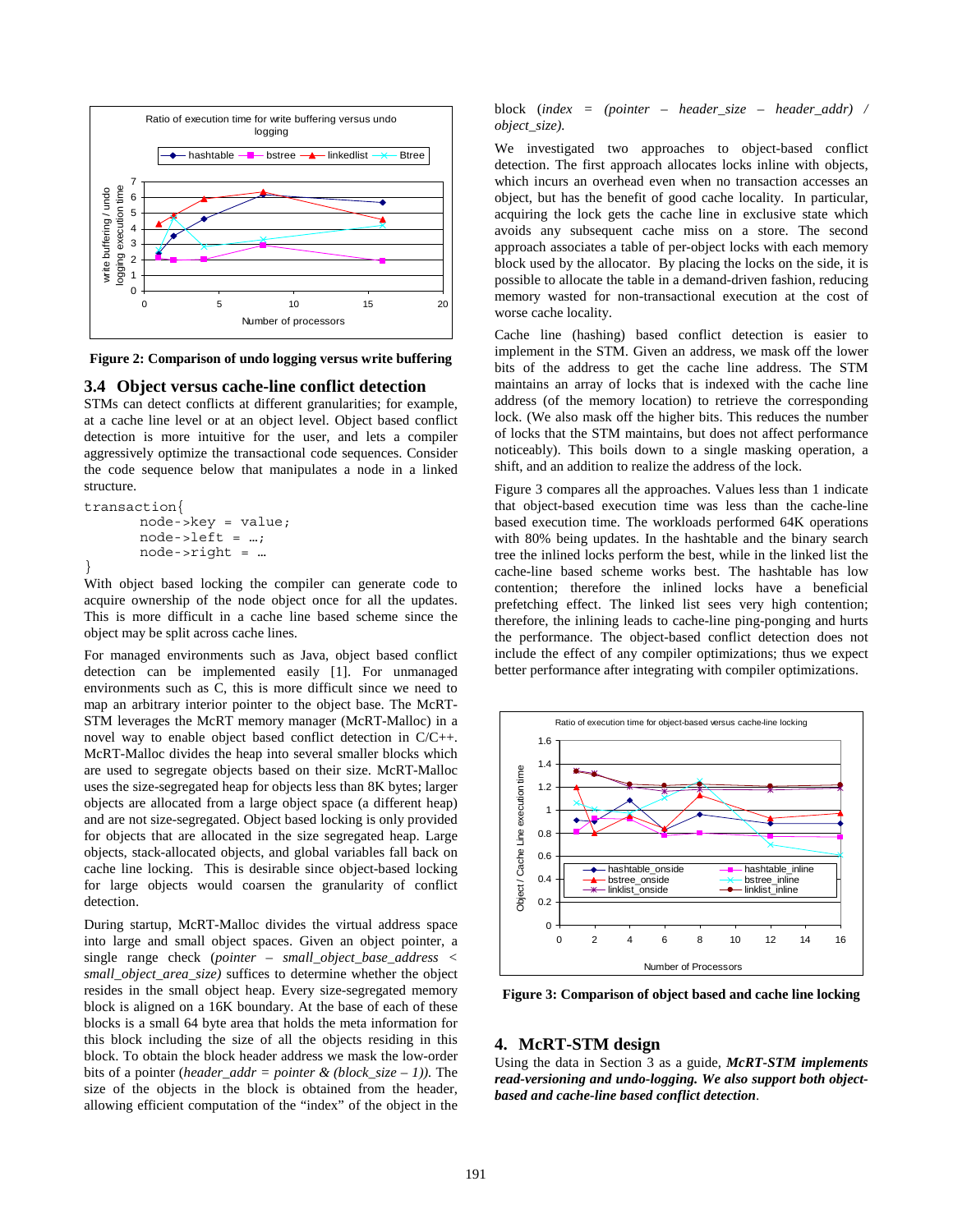Ratio of execution time for write buffering versus undo logging

hashtable, bstree, linkedlist, Btree

write buffering / undo logging execution time

0 1 2 3 4 5 6 7

0 5 10 15 20

Number of processors

**Figure 2: Comparison of undo logging versus write buffering**

## 3.4 Object versus cache-line conflict detection

STMs can detect conflicts at different granularities; for example, at a cache line level or at an object level. Object based conflict detection is more intuitive for the user, and lets a compiler aggressively optimize the transactional code sequences. Consider the code sequence below that manipulates a node in a linked structure.

```
transaction{
        node->key = value;
        node->left = …;
        node->right = …
}
```

With object based locking the compiler can generate code to acquire ownership of the node object once for all the updates. This is more difficult in a cache line based scheme since the object may be split across cache lines.

For managed environments such as Java, object based conflict detection can be implemented easily [1]. For unmanaged environments such as C, this is more difficult since we need to map an arbitrary interior pointer to the object base. The McRT-STM leverages the McRT memory manager (McRT-Malloc) in a novel way to enable object based conflict detection in C/C++. McRT-Malloc divides the heap into several smaller blocks which are used to segregate objects based on their size. McRT-Malloc uses the size-segregated heap for objects less than 8K bytes; larger objects are allocated from a large object space (a different heap) and are not size-segregated. Object based locking is only provided for objects that are allocated in the size segregated heap. Large objects, stack-allocated objects, and global variables fall back on cache line locking. This is desirable since object-based locking for large objects would coarsen the granularity of conflict detection.

During startup, McRT-Malloc divides the virtual address space into large and small object spaces. Given an object pointer, a single range check (*pointer – small_object_base_address < small_object_area_size)* suffices to determine whether the object resides in the small object heap. Every size-segregated memory block is aligned on a 16K boundary. At the base of each of these blocks is a small 64 byte area that holds the meta information for this block including the size of all the objects residing in this block. To obtain the block header address we mask the low-order bits of a pointer (*header_addr = pointer & (block_size – 1)).* The size of the objects in the block is obtained from the header, allowing efficient computation of the "index" of the object in the block (*index = (pointer – header_size – header_addr) / object_size).*

We investigated two approaches to object-based conflict detection. The first approach allocates locks inline with objects, which incurs an overhead even when no transaction accesses an object, but has the benefit of good cache locality. In particular, acquiring the lock gets the cache line in exclusive state which avoids any subsequent cache miss on a store. The second approach associates a table of per-object locks with each memory block used by the allocator. By placing the locks on the side, it is possible to allocate the table in a demand-driven fashion, reducing memory wasted for non-transactional execution at the cost of worse cache locality.

Cache line (hashing) based conflict detection is easier to implement in the STM. Given an address, we mask off the lower bits of the address to get the cache line address. The STM maintains an array of locks that is indexed with the cache line address (of the memory location) to retrieve the corresponding lock. (We also mask off the higher bits. This reduces the number of locks that the STM maintains, but does not affect performance noticeably). This boils down to a single masking operation, a shift, and an addition to realize the address of the lock.

Figure 3 compares all the approaches. Values less than 1 indicate that object-based execution time was less than the cache-line based execution time. The workloads performed 64K operations with 80% being updates. In the hashtable and the binary search tree the inlined locks perform the best, while in the linked list the cache-line based scheme works best. The hashtable has low contention; therefore the inlined locks have a beneficial prefetching effect. The linked list sees very high contention; therefore, the inlining leads to cache-line ping-ponging and hurts the performance. The object-based conflict detection does not include the effect of any compiler optimizations; thus we expect better performance after integrating with compiler optimizations.

Ratio of execution time for object-based versus cache-line locking

hashtable_onside, hashtable_inline, bstree_onside, bstree_inline, linklist_onside, linklist_inline

Object / Cache Line execution time

0 0.2 0.4 0.6 0.8 1 1.2 1.4 1.6

0 2 4 6 8 10 12 14 16

Number of Processors

**Figure 3: Comparison of object based and cache line locking**

## 4. McRT-STM design

Using the data in Section 3 as a guide, ***McRT-STM implements read-versioning and undo-logging. We also support both object-based and cache-line based conflict detection***.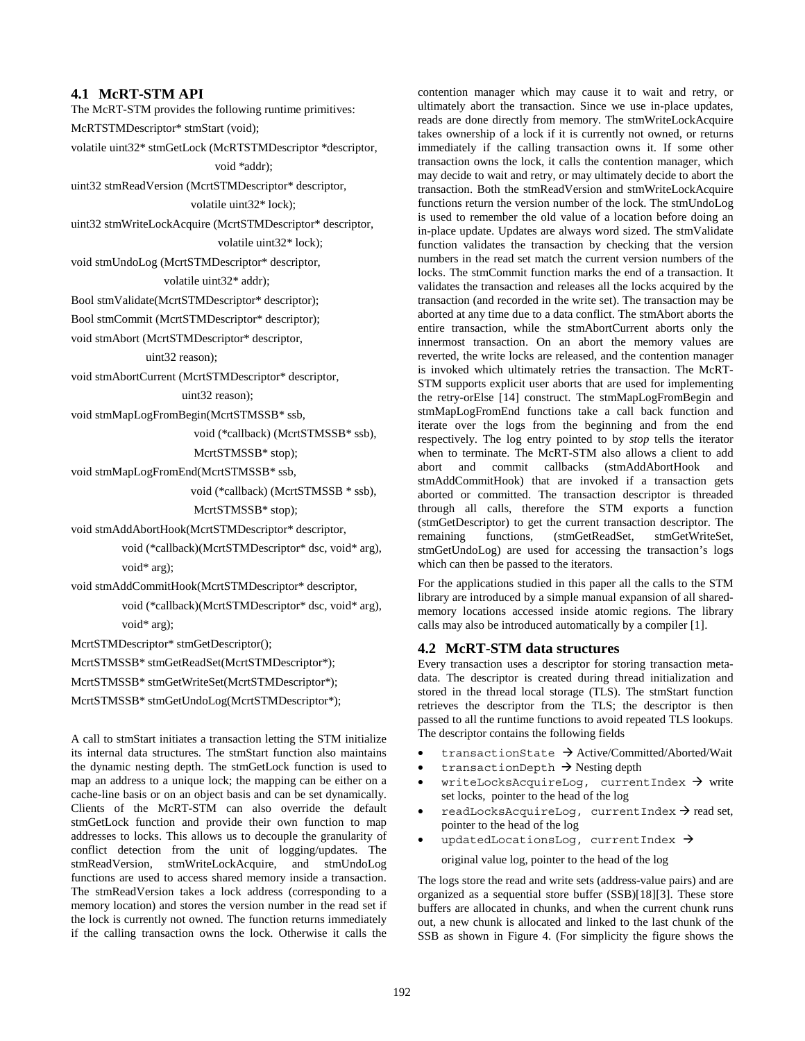### 4.1 McRT-STM API

The McRT-STM provides the following runtime primitives:

```
McRTSTMDescriptor* stmStart (void);
volatile uint32* stmGetLock (McRTSTMDescriptor *descriptor,
                             void *addr);
uint32 stmReadVersion (McrtSTMDescriptor* descriptor,
                       volatile uint32* lock);
uint32 stmWriteLockAcquire (McrtSTMDescriptor* descriptor,
                            volatile uint32* lock);
void stmUndoLog (McrtSTMDescriptor* descriptor,
                 volatile uint32* addr);
Bool stmValidate(McrtSTMDescriptor* descriptor);
Bool stmCommit (McrtSTMDescriptor* descriptor);
void stmAbort (McrtSTMDescriptor* descriptor,
               uint32 reason);
void stmAbortCurrent (McrtSTMDescriptor* descriptor,
                      uint32 reason);
void stmMapLogFromBegin(McrtSTMSSB* ssb,
                        void (*callback) (McrtSTMSSB* ssb),
                        McrtSTMSSB* stop);
void stmMapLogFromEnd(McrtSTMSSB* ssb,
                      void (*callback) (McrtSTMSSB * ssb),
                      McrtSTMSSB* stop);
void stmAddAbortHook(McrtSTMDescriptor* descriptor,
        void (*callback)(McrtSTMDescriptor* dsc, void* arg),
        void* arg);
void stmAddCommitHook(McrtSTMDescriptor* descriptor,
        void (*callback)(McrtSTMDescriptor* dsc, void* arg),
        void* arg);
McrtSTMDescriptor* stmGetDescriptor();
McrtSTMSSB* stmGetReadSet(McrtSTMDescriptor*);
McrtSTMSSB* stmGetWriteSet(McrtSTMDescriptor*);
McrtSTMSSB* stmGetUndoLog(McrtSTMDescriptor*);
```

A call to stmStart initiates a transaction letting the STM initialize its internal data structures. The stmStart function also maintains the dynamic nesting depth. The stmGetLock function is used to map an address to a unique lock; the mapping can be either on a cache-line basis or on an object basis and can be set dynamically. Clients of the McRT-STM can also override the default stmGetLock function and provide their own function to map addresses to locks. This allows us to decouple the granularity of conflict detection from the unit of logging/updates. The stmReadVersion, stmWriteLockAcquire, and stmUndoLog functions are used to access shared memory inside a transaction. The stmReadVersion takes a lock address (corresponding to a memory location) and stores the version number in the read set if the lock is currently not owned. The function returns immediately if the calling transaction owns the lock. Otherwise it calls the contention manager which may cause it to wait and retry, or ultimately abort the transaction. Since we use in-place updates, reads are done directly from memory. The stmWriteLockAcquire takes ownership of a lock if it is currently not owned, or returns immediately if the calling transaction owns it. If some other transaction owns the lock, it calls the contention manager, which may decide to wait and retry, or may ultimately decide to abort the transaction. Both the stmReadVersion and stmWriteLockAcquire functions return the version number of the lock. The stmUndoLog is used to remember the old value of a location before doing an in-place update. Updates are always word sized. The stmValidate function validates the transaction by checking that the version numbers in the read set match the current version numbers of the locks. The stmCommit function marks the end of a transaction. It validates the transaction and releases all the locks acquired by the transaction (and recorded in the write set). The transaction may be aborted at any time due to a data conflict. The stmAbort aborts the entire transaction, while the stmAbortCurrent aborts only the innermost transaction. On an abort the memory values are reverted, the write locks are released, and the contention manager is invoked which ultimately retries the transaction. The McRT-STM supports explicit user aborts that are used for implementing the retry-orElse [14] construct. The stmMapLogFromBegin and stmMapLogFromEnd functions take a call back function and iterate over the logs from the beginning and from the end respectively. The log entry pointed to by *stop* tells the iterator when to terminate. The McRT-STM also allows a client to add abort and commit callbacks (stmAddAbortHook and stmAddCommitHook) that are invoked if a transaction gets aborted or committed. The transaction descriptor is threaded through all calls, therefore the STM exports a function (stmGetDescriptor) to get the current transaction descriptor. The remaining functions, (stmGetReadSet, stmGetWriteSet, stmGetUndoLog) are used for accessing the transaction's logs which can then be passed to the iterators.

For the applications studied in this paper all the calls to the STM library are introduced by a simple manual expansion of all shared-memory locations accessed inside atomic regions. The library calls may also be introduced automatically by a compiler [1].

### 4.2 McRT-STM data structures

Every transaction uses a descriptor for storing transaction meta-data. The descriptor is created during thread initialization and stored in the thread local storage (TLS). The stmStart function retrieves the descriptor from the TLS; the descriptor is then passed to all the runtime functions to avoid repeated TLS lookups. The descriptor contains the following fields

- `transactionState` → Active/Committed/Aborted/Wait
- `transactionDepth` → Nesting depth
- `writeLocksAcquireLog, currentIndex` → write set locks, pointer to the head of the log
- `readLocksAcquireLog, currentIndex` → read set, pointer to the head of the log
- `updatedLocationsLog, currentIndex` →

  original value log, pointer to the head of the log

The logs store the read and write sets (address-value pairs) and are organized as a sequential store buffer (SSB)[18][3]. These store buffers are allocated in chunks, and when the current chunk runs out, a new chunk is allocated and linked to the last chunk of the SSB as shown in Figure 4. (For simplicity the figure shows the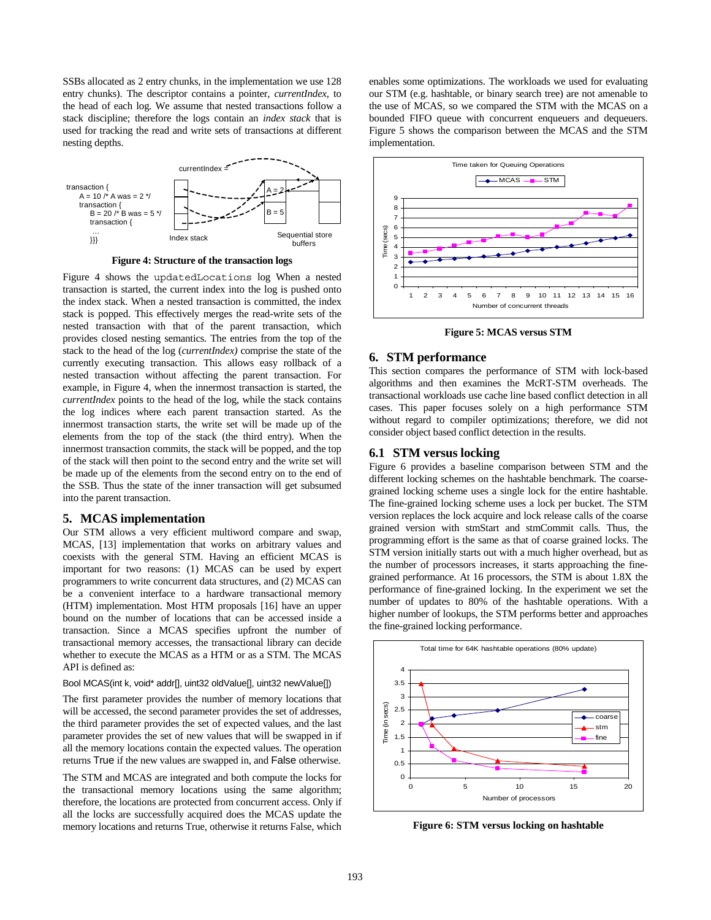SSBs allocated as 2 entry chunks, in the implementation we use 128 entry chunks). The descriptor contains a pointer, *currentIndex*, to the head of each log. We assume that nested transactions follow a stack discipline; therefore the logs contain an *index stack* that is used for tracking the read and write sets of transactions at different nesting depths.

**Figure 4: Structure of the transaction logs**

Figure 4 shows the updatedLocations log When a nested transaction is started, the current index into the log is pushed onto the index stack. When a nested transaction is committed, the index stack is popped. This effectively merges the read-write sets of the nested transaction with that of the parent transaction, which provides closed nesting semantics. The entries from the top of the stack to the head of the log (*currentIndex)* comprise the state of the currently executing transaction. This allows easy rollback of a nested transaction without affecting the parent transaction. For example, in Figure 4, when the innermost transaction is started, the *currentIndex* points to the head of the log, while the stack contains the log indices where each parent transaction started. As the innermost transaction starts, the write set will be made up of the elements from the top of the stack (the third entry). When the innermost transaction commits, the stack will be popped, and the top of the stack will then point to the second entry and the write set will be made up of the elements from the second entry on to the end of the SSB. Thus the state of the inner transaction will get subsumed into the parent transaction.

## 5. MCAS implementation

Our STM allows a very efficient multiword compare and swap, MCAS, [13] implementation that works on arbitrary values and coexists with the general STM. Having an efficient MCAS is important for two reasons: (1) MCAS can be used by expert programmers to write concurrent data structures, and (2) MCAS can be a convenient interface to a hardware transactional memory (HTM) implementation. Most HTM proposals [16] have an upper bound on the number of locations that can be accessed inside a transaction. Since a MCAS specifies upfront the number of transactional memory accesses, the transactional library can decide whether to execute the MCAS as a HTM or as a STM. The MCAS API is defined as:

```
Bool MCAS(int k, void* addr[], uint32 oldValue[], uint32 newValue[])
```

The first parameter provides the number of memory locations that will be accessed, the second parameter provides the set of addresses, the third parameter provides the set of expected values, and the last parameter provides the set of new values that will be swapped in if all the memory locations contain the expected values. The operation returns True if the new values are swapped in, and False otherwise.

The STM and MCAS are integrated and both compute the locks for the transactional memory locations using the same algorithm; therefore, the locations are protected from concurrent access. Only if all the locks are successfully acquired does the MCAS update the memory locations and returns True, otherwise it returns False, which enables some optimizations. The workloads we used for evaluating our STM (e.g. hashtable, or binary search tree) are not amenable to the use of MCAS, so we compared the STM with the MCAS on a bounded FIFO queue with concurrent enqueuers and dequeuers. Figure 5 shows the comparison between the MCAS and the STM implementation.

**Figure 5: MCAS versus STM**

## 6. STM performance

This section compares the performance of STM with lock-based algorithms and then examines the McRT-STM overheads. The transactional workloads use cache line based conflict detection in all cases. This paper focuses solely on a high performance STM without regard to compiler optimizations; therefore, we did not consider object based conflict detection in the results.

### 6.1 STM versus locking

Figure 6 provides a baseline comparison between STM and the different locking schemes on the hashtable benchmark. The coarse-grained locking scheme uses a single lock for the entire hashtable. The fine-grained locking scheme uses a lock per bucket. The STM version replaces the lock acquire and lock release calls of the coarse grained version with stmStart and stmCommit calls. Thus, the programming effort is the same as that of coarse grained locks. The STM version initially starts out with a much higher overhead, but as the number of processors increases, it starts approaching the fine-grained performance. At 16 processors, the STM is about 1.8X the performance of fine-grained locking. In the experiment we set the number of updates to 80% of the hashtable operations. With a higher number of lookups, the STM performs better and approaches the fine-grained locking performance.

**Figure 6: STM versus locking on hashtable**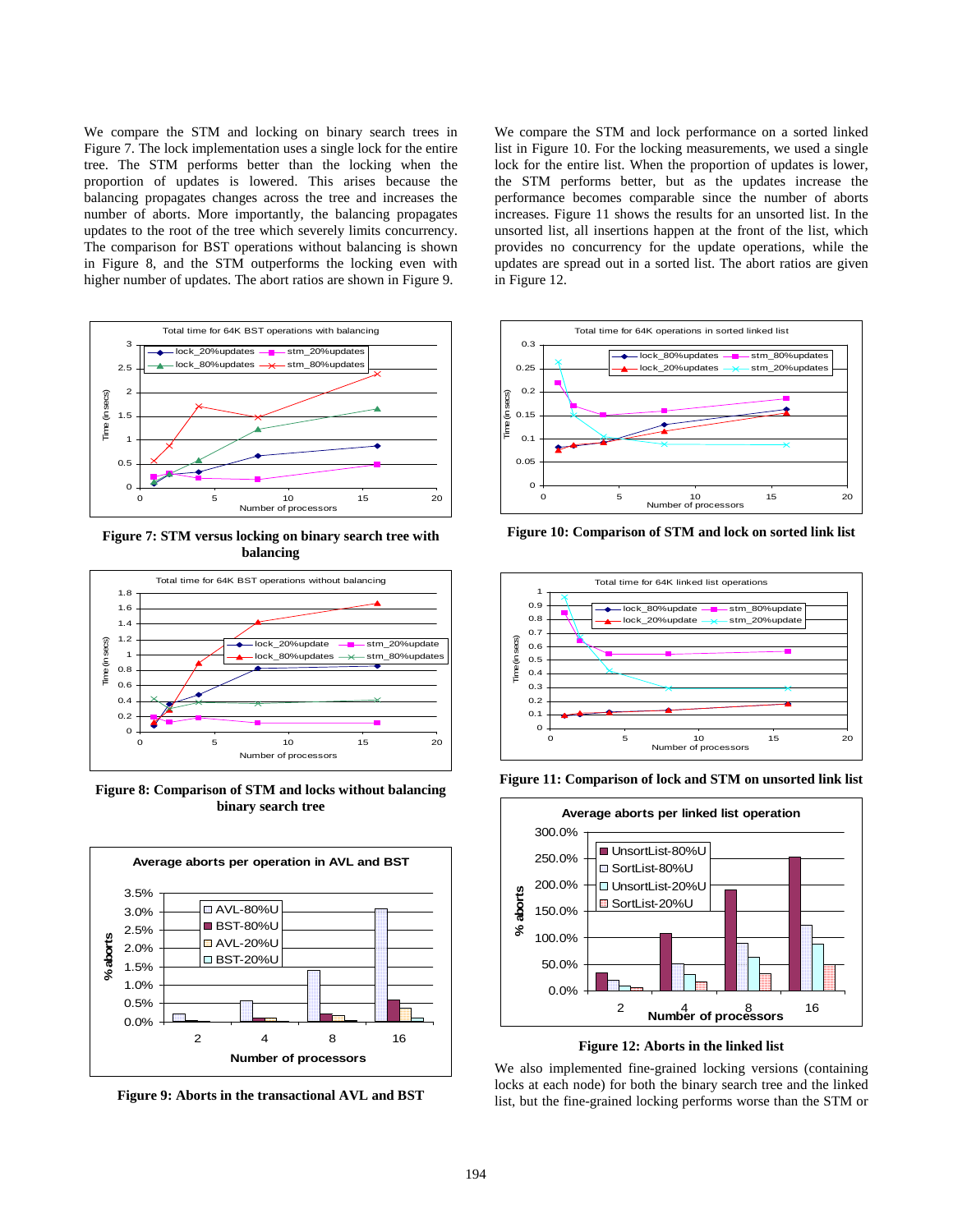We compare the STM and locking on binary search trees in Figure 7. The lock implementation uses a single lock for the entire tree. The STM performs better than the locking when the proportion of updates is lowered. This arises because the balancing propagates changes across the tree and increases the number of aborts. More importantly, the balancing propagates updates to the root of the tree which severely limits concurrency. The comparison for BST operations without balancing is shown in Figure 8, and the STM outperforms the locking even with higher number of updates. The abort ratios are shown in Figure 9.

**Figure 7: STM versus locking on binary search tree with balancing**

**Figure 8: Comparison of STM and locks without balancing binary search tree**

**Figure 9: Aborts in the transactional AVL and BST**

We compare the STM and lock performance on a sorted linked list in Figure 10. For the locking measurements, we used a single lock for the entire list. When the proportion of updates is lower, the STM performs better, but as the updates increase the performance becomes comparable since the number of aborts increases. Figure 11 shows the results for an unsorted list. In the unsorted list, all insertions happen at the front of the list, which provides no concurrency for the update operations, while the updates are spread out in a sorted list. The abort ratios are given in Figure 12.

**Figure 10: Comparison of STM and lock on sorted link list**

**Figure 11: Comparison of lock and STM on unsorted link list**

**Figure 12: Aborts in the linked list**

We also implemented fine-grained locking versions (containing locks at each node) for both the binary search tree and the linked list, but the fine-grained locking performs worse than the STM or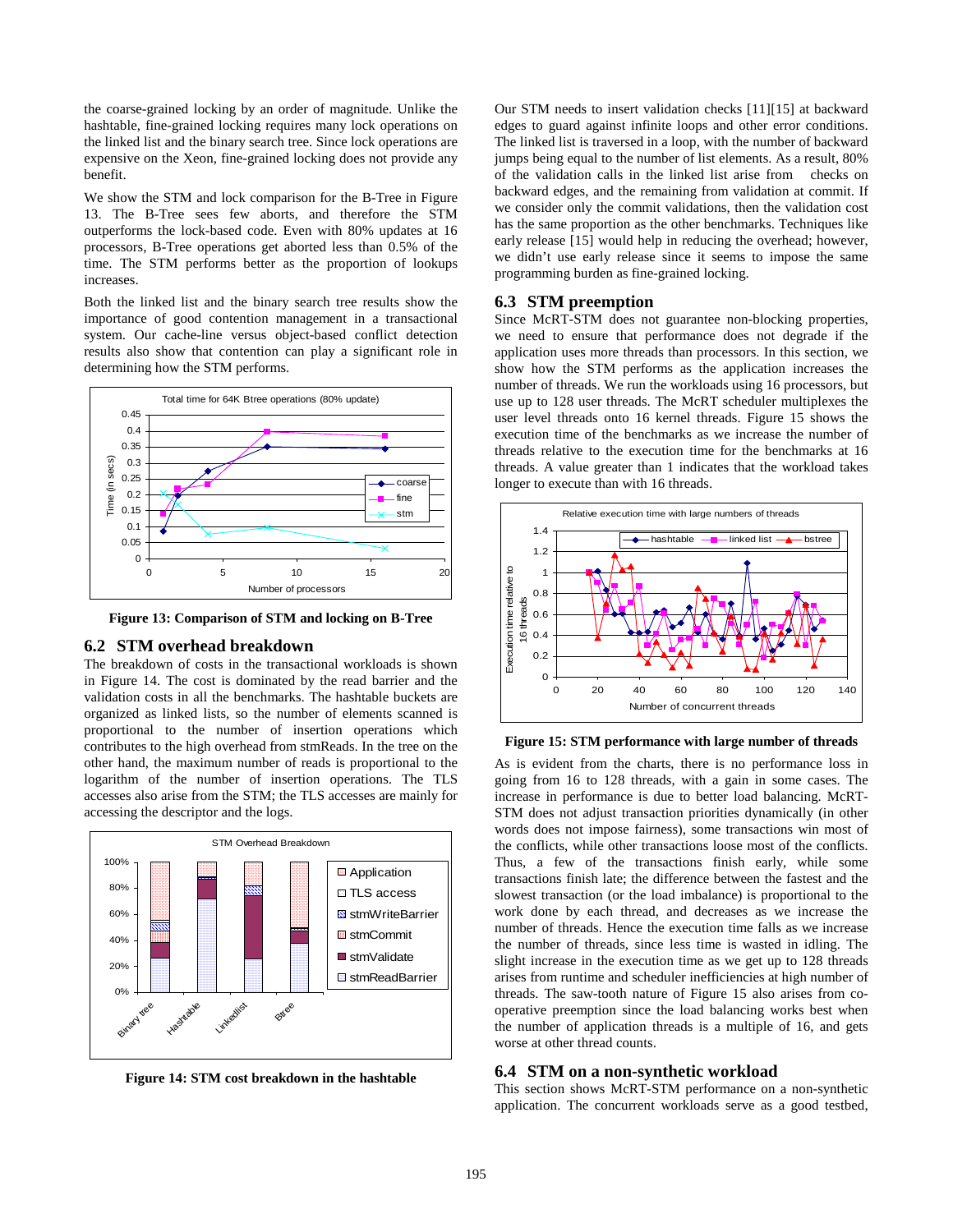the coarse-grained locking by an order of magnitude. Unlike the hashtable, fine-grained locking requires many lock operations on the linked list and the binary search tree. Since lock operations are expensive on the Xeon, fine-grained locking does not provide any benefit.

We show the STM and lock comparison for the B-Tree in Figure 13. The B-Tree sees few aborts, and therefore the STM outperforms the lock-based code. Even with 80% updates at 16 processors, B-Tree operations get aborted less than 0.5% of the time. The STM performs better as the proportion of lookups increases.

Both the linked list and the binary search tree results show the importance of good contention management in a transactional system. Our cache-line versus object-based conflict detection results also show that contention can play a significant role in determining how the STM performs.

**Figure 13: Comparison of STM and locking on B-Tree**

## 6.2 STM overhead breakdown

The breakdown of costs in the transactional workloads is shown in Figure 14. The cost is dominated by the read barrier and the validation costs in all the benchmarks. The hashtable buckets are organized as linked lists, so the number of elements scanned is proportional to the number of insertion operations which contributes to the high overhead from stmReads. In the tree on the other hand, the maximum number of reads is proportional to the logarithm of the number of insertion operations. The TLS accesses also arise from the STM; the TLS accesses are mainly for accessing the descriptor and the logs.

**Figure 14: STM cost breakdown in the hashtable**

Our STM needs to insert validation checks [11][15] at backward edges to guard against infinite loops and other error conditions. The linked list is traversed in a loop, with the number of backward jumps being equal to the number of list elements. As a result, 80% of the validation calls in the linked list arise from checks on backward edges, and the remaining from validation at commit. If we consider only the commit validations, then the validation cost has the same proportion as the other benchmarks. Techniques like early release [15] would help in reducing the overhead; however, we didn't use early release since it seems to impose the same programming burden as fine-grained locking.

## 6.3 STM preemption

Since McRT-STM does not guarantee non-blocking properties, we need to ensure that performance does not degrade if the application uses more threads than processors. In this section, we show how the STM performs as the application increases the number of threads. We run the workloads using 16 processors, but use up to 128 user threads. The McRT scheduler multiplexes the user level threads onto 16 kernel threads. Figure 15 shows the execution time of the benchmarks as we increase the number of threads relative to the execution time for the benchmarks at 16 threads. A value greater than 1 indicates that the workload takes longer to execute than with 16 threads.

**Figure 15: STM performance with large number of threads**

As is evident from the charts, there is no performance loss in going from 16 to 128 threads, with a gain in some cases. The increase in performance is due to better load balancing. McRT-STM does not adjust transaction priorities dynamically (in other words does not impose fairness), some transactions win most of the conflicts, while other transactions loose most of the conflicts. Thus, a few of the transactions finish early, while some transactions finish late; the difference between the fastest and the slowest transaction (or the load imbalance) is proportional to the work done by each thread, and decreases as we increase the number of threads. Hence the execution time falls as we increase the number of threads, since less time is wasted in idling. The slight increase in the execution time as we get up to 128 threads arises from runtime and scheduler inefficiencies at high number of threads. The saw-tooth nature of Figure 15 also arises from co-operative preemption since the load balancing works best when the number of application threads is a multiple of 16, and gets worse at other thread counts.

## 6.4 STM on a non-synthetic workload

This section shows McRT-STM performance on a non-synthetic application. The concurrent workloads serve as a good testbed,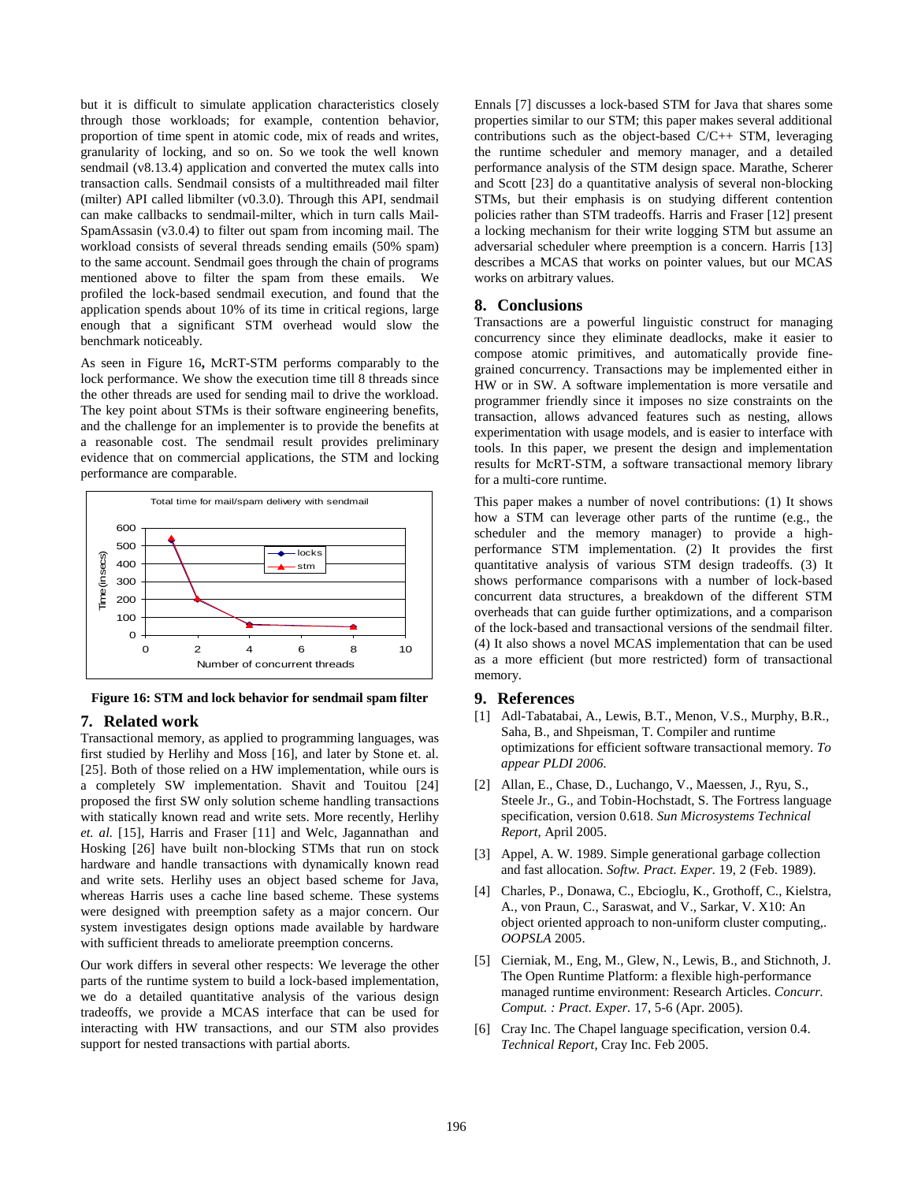but it is difficult to simulate application characteristics closely through those workloads; for example, contention behavior, proportion of time spent in atomic code, mix of reads and writes, granularity of locking, and so on. So we took the well known sendmail (v8.13.4) application and converted the mutex calls into transaction calls. Sendmail consists of a multithreaded mail filter (milter) API called libmilter (v0.3.0). Through this API, sendmail can make callbacks to sendmail-milter, which in turn calls Mail-SpamAssasin (v3.0.4) to filter out spam from incoming mail. The workload consists of several threads sending emails (50% spam) to the same account. Sendmail goes through the chain of programs mentioned above to filter the spam from these emails. We profiled the lock-based sendmail execution, and found that the application spends about 10% of its time in critical regions, large enough that a significant STM overhead would slow the benchmark noticeably.

As seen in Figure 16**,** McRT-STM performs comparably to the lock performance. We show the execution time till 8 threads since the other threads are used for sending mail to drive the workload. The key point about STMs is their software engineering benefits, and the challenge for an implementer is to provide the benefits at a reasonable cost. The sendmail result provides preliminary evidence that on commercial applications, the STM and locking performance are comparable.

**Figure 16: STM and lock behavior for sendmail spam filter**

## 7. Related work

Transactional memory, as applied to programming languages, was first studied by Herlihy and Moss [16], and later by Stone et. al. [25]. Both of those relied on a HW implementation, while ours is a completely SW implementation. Shavit and Touitou [24] proposed the first SW only solution scheme handling transactions with statically known read and write sets. More recently, Herlihy *et. al.* [15], Harris and Fraser [11] and Welc, Jagannathan and Hosking [26] have built non-blocking STMs that run on stock hardware and handle transactions with dynamically known read and write sets. Herlihy uses an object based scheme for Java, whereas Harris uses a cache line based scheme. These systems were designed with preemption safety as a major concern. Our system investigates design options made available by hardware with sufficient threads to ameliorate preemption concerns.

Our work differs in several other respects: We leverage the other parts of the runtime system to build a lock-based implementation, we do a detailed quantitative analysis of the various design tradeoffs, we provide a MCAS interface that can be used for interacting with HW transactions, and our STM also provides support for nested transactions with partial aborts.

Ennals [7] discusses a lock-based STM for Java that shares some properties similar to our STM; this paper makes several additional contributions such as the object-based C/C++ STM, leveraging the runtime scheduler and memory manager, and a detailed performance analysis of the STM design space. Marathe, Scherer and Scott [23] do a quantitative analysis of several non-blocking STMs, but their emphasis is on studying different contention policies rather than STM tradeoffs. Harris and Fraser [12] present a locking mechanism for their write logging STM but assume an adversarial scheduler where preemption is a concern. Harris [13] describes a MCAS that works on pointer values, but our MCAS works on arbitrary values.

## 8. Conclusions

Transactions are a powerful linguistic construct for managing concurrency since they eliminate deadlocks, make it easier to compose atomic primitives, and automatically provide fine-grained concurrency. Transactions may be implemented either in HW or in SW. A software implementation is more versatile and programmer friendly since it imposes no size constraints on the transaction, allows advanced features such as nesting, allows experimentation with usage models, and is easier to interface with tools. In this paper, we present the design and implementation results for McRT-STM, a software transactional memory library for a multi-core runtime.

This paper makes a number of novel contributions: (1) It shows how a STM can leverage other parts of the runtime (e.g., the scheduler and the memory manager) to provide a high-performance STM implementation. (2) It provides the first quantitative analysis of various STM design tradeoffs. (3) It shows performance comparisons with a number of lock-based concurrent data structures, a breakdown of the different STM overheads that can guide further optimizations, and a comparison of the lock-based and transactional versions of the sendmail filter. (4) It also shows a novel MCAS implementation that can be used as a more efficient (but more restricted) form of transactional memory.

## 9. References

[1] Adl-Tabatabai, A., Lewis, B.T., Menon, V.S., Murphy, B.R., Saha, B., and Shpeisman, T. Compiler and runtime optimizations for efficient software transactional memory. *To appear PLDI 2006.*

[2] Allan, E., Chase, D., Luchango, V., Maessen, J., Ryu, S., Steele Jr., G., and Tobin-Hochstadt, S. The Fortress language specification, version 0.618. *Sun Microsystems Technical Report*, April 2005.

[3] Appel, A. W. 1989. Simple generational garbage collection and fast allocation. *Softw. Pract. Exper.* 19, 2 (Feb. 1989).

[4] Charles, P., Donawa, C., Ebcioglu, K., Grothoff, C., Kielstra, A., von Praun, C., Saraswat, and V., Sarkar, V. X10: An object oriented approach to non-uniform cluster computing,. *OOPSLA* 2005.

[5] Cierniak, M., Eng, M., Glew, N., Lewis, B., and Stichnoth, J. The Open Runtime Platform: a flexible high-performance managed runtime environment: Research Articles. *Concurr. Comput. : Pract. Exper.* 17, 5-6 (Apr. 2005).

[6] Cray Inc. The Chapel language specification, version 0.4. *Technical Report*, Cray Inc. Feb 2005.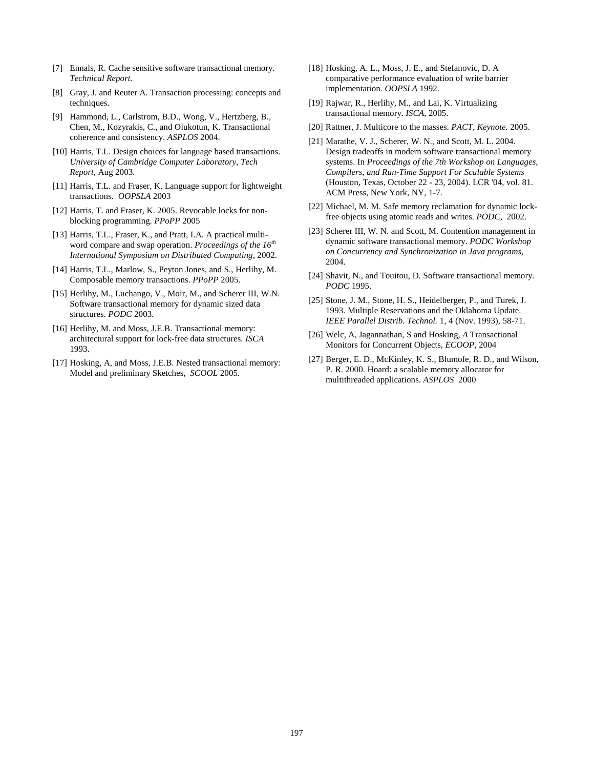[7] Ennals, R. Cache sensitive software transactional memory. *Technical Report.*

[8] Gray, J. and Reuter A. Transaction processing: concepts and techniques.

[9] Hammond, L., Carlstrom, B.D., Wong, V., Hertzberg, B., Chen, M., Kozyrakis, C., and Olukotun, K. Transactional coherence and consistency. *ASPLOS* 2004.

[10] Harris, T.L. Design choices for language based transactions. *University of Cambridge Computer Laboratory, Tech Report,* Aug 2003.

[11] Harris, T.L. and Fraser, K. Language support for lightweight transactions. *OOPSLA* 2003

[12] Harris, T. and Fraser, K. 2005. Revocable locks for non-blocking programming. *PPoPP* 2005

[13] Harris, T.L., Fraser, K., and Pratt, I.A. A practical multi-word compare and swap operation. *Proceedings of the 16th International Symposium on Distributed Computing,* 2002.

[14] Harris, T.L., Marlow, S., Peyton Jones, and S., Herlihy, M. Composable memory transactions. *PPoPP* 2005.

[15] Herlihy, M., Luchango, V., Moir, M., and Scherer III, W.N. Software transactional memory for dynamic sized data structures. *PODC* 2003.

[16] Herlihy, M. and Moss, J.E.B. Transactional memory: architectural support for lock-free data structures. *ISCA* 1993.

[17] Hosking, A, and Moss, J.E.B. Nested transactional memory: Model and preliminary Sketches, *SCOOL* 2005.

[18] Hosking, A. L., Moss, J. E., and Stefanovic, D. A comparative performance evaluation of write barrier implementation. *OOPSLA* 1992.

[19] Rajwar, R., Herlihy, M., and Lai, K. Virtualizing transactional memory. *ISCA*, 2005.

[20] Rattner, J. Multicore to the masses. *PACT, Keynote.* 2005.

[21] Marathe, V. J., Scherer, W. N., and Scott, M. L. 2004. Design tradeoffs in modern software transactional memory systems. In *Proceedings of the 7th Workshop on Languages, Compilers, and Run-Time Support For Scalable Systems* (Houston, Texas, October 22 - 23, 2004). LCR '04, vol. 81. ACM Press, New York, NY, 1-7.

[22] Michael, M. M. Safe memory reclamation for dynamic lock-free objects using atomic reads and writes. *PODC*, 2002.

[23] Scherer III, W. N. and Scott, M. Contention management in dynamic software transactional memory. *PODC Workshop on Concurrency and Synchronization in Java programs,* 2004.

[24] Shavit, N., and Touitou, D. Software transactional memory. *PODC* 1995.

[25] Stone, J. M., Stone, H. S., Heidelberger, P., and Turek, J. 1993. Multiple Reservations and the Oklahoma Update. *IEEE Parallel Distrib. Technol.* 1, 4 (Nov. 1993), 58-71.

[26] Welc, A, Jagannathan, S and Hosking, *A* Transactional Monitors for Concurrent Objects, *ECOOP*, 2004

[27] Berger, E. D., McKinley, K. S., Blumofe, R. D., and Wilson, P. R. 2000. Hoard: a scalable memory allocator for multithreaded applications. *ASPLOS* 2000